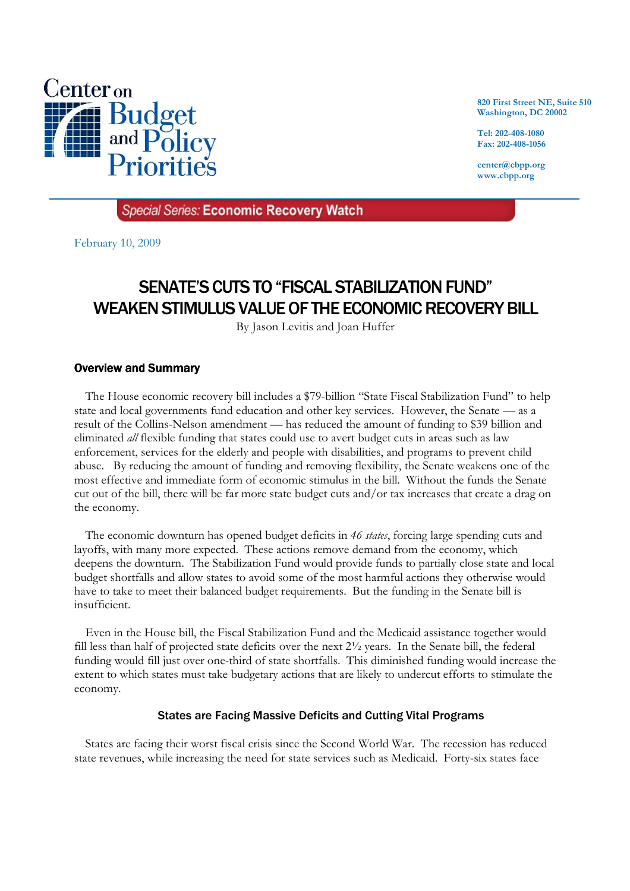Center on Budget and Policy Priorities

820 First Street NE, Suite 510
Washington, DC 20002

Tel: 202-408-1080
Fax: 202-408-1056

center@cbpp.org
www.cbpp.org

*Special Series:* **Economic Recovery Watch**

February 10, 2009

# SENATE'S CUTS TO "FISCAL STABILIZATION FUND" WEAKEN STIMULUS VALUE OF THE ECONOMIC RECOVERY BILL

By Jason Levitis and Joan Huffer

## Overview and Summary

The House economic recovery bill includes a $79-billion "State Fiscal Stabilization Fund" to help state and local governments fund education and other key services. However, the Senate — as a result of the Collins-Nelson amendment — has reduced the amount of funding to $39 billion and eliminated *all* flexible funding that states could use to avert budget cuts in areas such as law enforcement, services for the elderly and people with disabilities, and programs to prevent child abuse. By reducing the amount of funding and removing flexibility, the Senate weakens one of the most effective and immediate form of economic stimulus in the bill. Without the funds the Senate cut out of the bill, there will be far more state budget cuts and/or tax increases that create a drag on the economy.

The economic downturn has opened budget deficits in *46 states*, forcing large spending cuts and layoffs, with many more expected. These actions remove demand from the economy, which deepens the downturn. The Stabilization Fund would provide funds to partially close state and local budget shortfalls and allow states to avoid some of the most harmful actions they otherwise would have to take to meet their balanced budget requirements. But the funding in the Senate bill is insufficient.

Even in the House bill, the Fiscal Stabilization Fund and the Medicaid assistance together would fill less than half of projected state deficits over the next 2½ years. In the Senate bill, the federal funding would fill just over one-third of state shortfalls. This diminished funding would increase the extent to which states must take budgetary actions that are likely to undercut efforts to stimulate the economy.

### States are Facing Massive Deficits and Cutting Vital Programs

States are facing their worst fiscal crisis since the Second World War. The recession has reduced state revenues, while increasing the need for state services such as Medicaid. Forty-six states face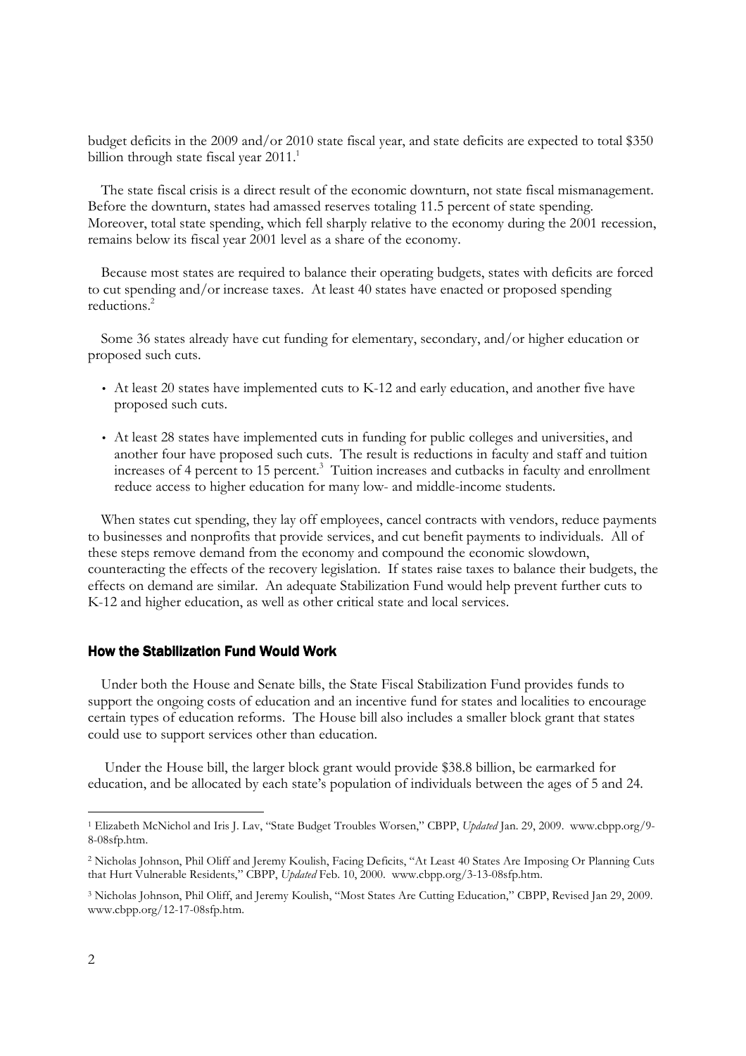budget deficits in the 2009 and/or 2010 state fiscal year, and state deficits are expected to total $350 billion through state fiscal year 2011.[1]

The state fiscal crisis is a direct result of the economic downturn, not state fiscal mismanagement. Before the downturn, states had amassed reserves totaling 11.5 percent of state spending. Moreover, total state spending, which fell sharply relative to the economy during the 2001 recession, remains below its fiscal year 2001 level as a share of the economy.

Because most states are required to balance their operating budgets, states with deficits are forced to cut spending and/or increase taxes. At least 40 states have enacted or proposed spending reductions.[2]

Some 36 states already have cut funding for elementary, secondary, and/or higher education or proposed such cuts.

- At least 20 states have implemented cuts to K-12 and early education, and another five have proposed such cuts.
- At least 28 states have implemented cuts in funding for public colleges and universities, and another four have proposed such cuts. The result is reductions in faculty and staff and tuition increases of 4 percent to 15 percent.[3] Tuition increases and cutbacks in faculty and enrollment reduce access to higher education for many low- and middle-income students.

When states cut spending, they lay off employees, cancel contracts with vendors, reduce payments to businesses and nonprofits that provide services, and cut benefit payments to individuals. All of these steps remove demand from the economy and compound the economic slowdown, counteracting the effects of the recovery legislation. If states raise taxes to balance their budgets, the effects on demand are similar. An adequate Stabilization Fund would help prevent further cuts to K-12 and higher education, as well as other critical state and local services.

## How the Stabilization Fund Would Work

Under both the House and Senate bills, the State Fiscal Stabilization Fund provides funds to support the ongoing costs of education and an incentive fund for states and localities to encourage certain types of education reforms. The House bill also includes a smaller block grant that states could use to support services other than education.

Under the House bill, the larger block grant would provide $38.8 billion, be earmarked for education, and be allocated by each state's population of individuals between the ages of 5 and 24.

---

[1] Elizabeth McNichol and Iris J. Lav, "State Budget Troubles Worsen," CBPP, *Updated* Jan. 29, 2009. www.cbpp.org/9-8-08sfp.htm.

[2] Nicholas Johnson, Phil Oliff and Jeremy Koulish, Facing Deficits, "At Least 40 States Are Imposing Or Planning Cuts that Hurt Vulnerable Residents," CBPP, *Updated* Feb. 10, 2000. www.cbpp.org/3-13-08sfp.htm.

[3] Nicholas Johnson, Phil Oliff, and Jeremy Koulish, "Most States Are Cutting Education," CBPP, Revised Jan 29, 2009. www.cbpp.org/12-17-08sfp.htm.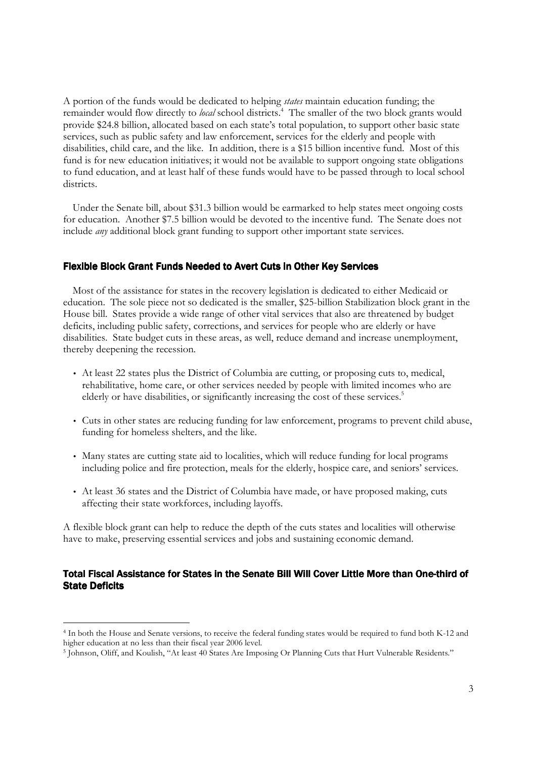A portion of the funds would be dedicated to helping *states* maintain education funding; the remainder would flow directly to *local* school districts.[4] The smaller of the two block grants would provide $24.8 billion, allocated based on each state's total population, to support other basic state services, such as public safety and law enforcement, services for the elderly and people with disabilities, child care, and the like. In addition, there is a $15 billion incentive fund. Most of this fund is for new education initiatives; it would not be available to support ongoing state obligations to fund education, and at least half of these funds would have to be passed through to local school districts.

Under the Senate bill, about $31.3 billion would be earmarked to help states meet ongoing costs for education. Another $7.5 billion would be devoted to the incentive fund. The Senate does not include *any* additional block grant funding to support other important state services.

### Flexible Block Grant Funds Needed to Avert Cuts in Other Key Services

Most of the assistance for states in the recovery legislation is dedicated to either Medicaid or education. The sole piece not so dedicated is the smaller, $25-billion Stabilization block grant in the House bill. States provide a wide range of other vital services that also are threatened by budget deficits, including public safety, corrections, and services for people who are elderly or have disabilities. State budget cuts in these areas, as well, reduce demand and increase unemployment, thereby deepening the recession.

- At least 22 states plus the District of Columbia are cutting, or proposing cuts to, medical, rehabilitative, home care, or other services needed by people with limited incomes who are elderly or have disabilities, or significantly increasing the cost of these services.[5]
- Cuts in other states are reducing funding for law enforcement, programs to prevent child abuse, funding for homeless shelters, and the like.
- Many states are cutting state aid to localities, which will reduce funding for local programs including police and fire protection, meals for the elderly, hospice care, and seniors' services.
- At least 36 states and the District of Columbia have made, or have proposed making, cuts affecting their state workforces, including layoffs.

A flexible block grant can help to reduce the depth of the cuts states and localities will otherwise have to make, preserving essential services and jobs and sustaining economic demand.

### Total Fiscal Assistance for States in the Senate Bill Will Cover Little More than One-third of State Deficits

---

[4] In both the House and Senate versions, to receive the federal funding states would be required to fund both K-12 and higher education at no less than their fiscal year 2006 level.

[5] Johnson, Oliff, and Koulish, "At least 40 States Are Imposing Or Planning Cuts that Hurt Vulnerable Residents."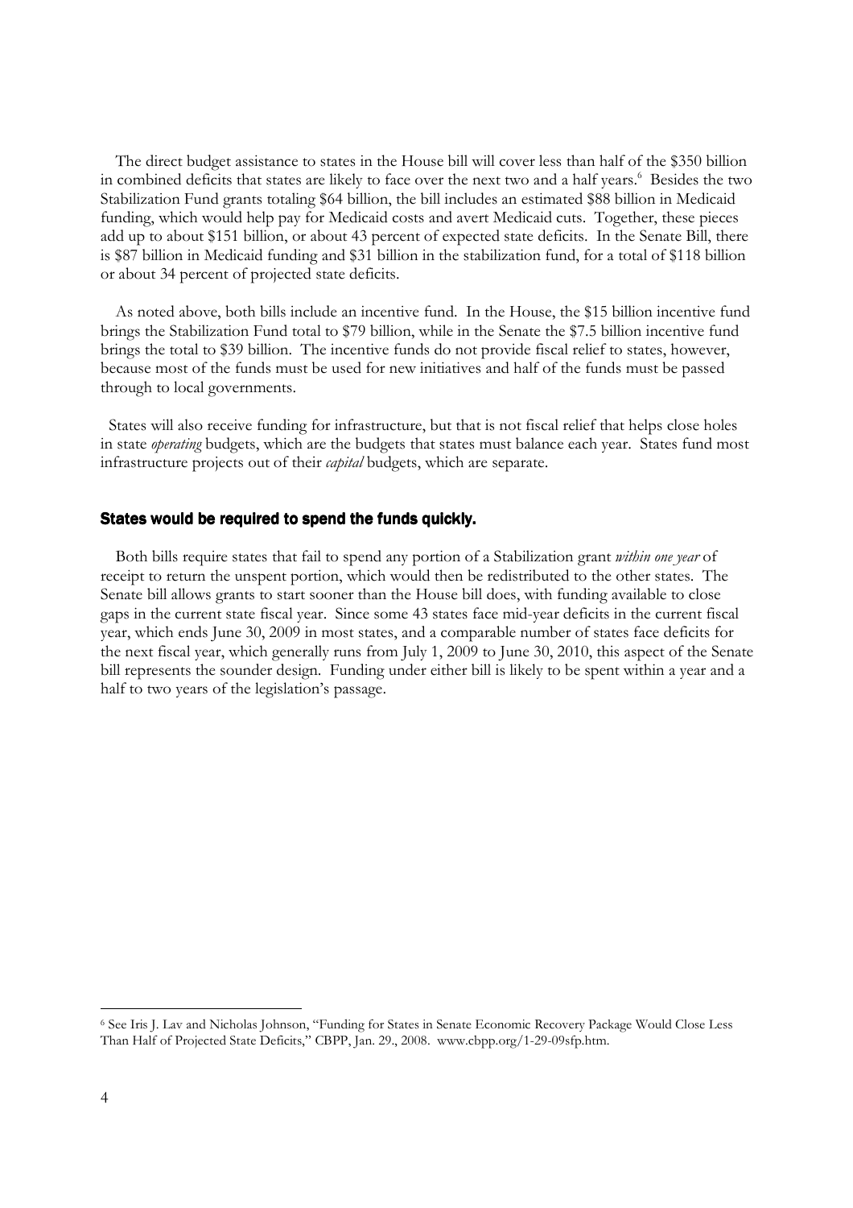The direct budget assistance to states in the House bill will cover less than half of the $350 billion in combined deficits that states are likely to face over the next two and a half years.[6] Besides the two Stabilization Fund grants totaling $64 billion, the bill includes an estimated $88 billion in Medicaid funding, which would help pay for Medicaid costs and avert Medicaid cuts. Together, these pieces add up to about $151 billion, or about 43 percent of expected state deficits. In the Senate Bill, there is $87 billion in Medicaid funding and $31 billion in the stabilization fund, for a total of $118 billion or about 34 percent of projected state deficits.

As noted above, both bills include an incentive fund. In the House, the $15 billion incentive fund brings the Stabilization Fund total to $79 billion, while in the Senate the $7.5 billion incentive fund brings the total to $39 billion. The incentive funds do not provide fiscal relief to states, however, because most of the funds must be used for new initiatives and half of the funds must be passed through to local governments.

States will also receive funding for infrastructure, but that is not fiscal relief that helps close holes in state *operating* budgets, which are the budgets that states must balance each year. States fund most infrastructure projects out of their *capital* budgets, which are separate.

### States would be required to spend the funds quickly.

Both bills require states that fail to spend any portion of a Stabilization grant *within one year* of receipt to return the unspent portion, which would then be redistributed to the other states. The Senate bill allows grants to start sooner than the House bill does, with funding available to close gaps in the current state fiscal year. Since some 43 states face mid-year deficits in the current fiscal year, which ends June 30, 2009 in most states, and a comparable number of states face deficits for the next fiscal year, which generally runs from July 1, 2009 to June 30, 2010, this aspect of the Senate bill represents the sounder design. Funding under either bill is likely to be spent within a year and a half to two years of the legislation's passage.

---

[6] See Iris J. Lav and Nicholas Johnson, "Funding for States in Senate Economic Recovery Package Would Close Less Than Half of Projected State Deficits," CBPP, Jan. 29., 2008. www.cbpp.org/1-29-09sfp.htm.